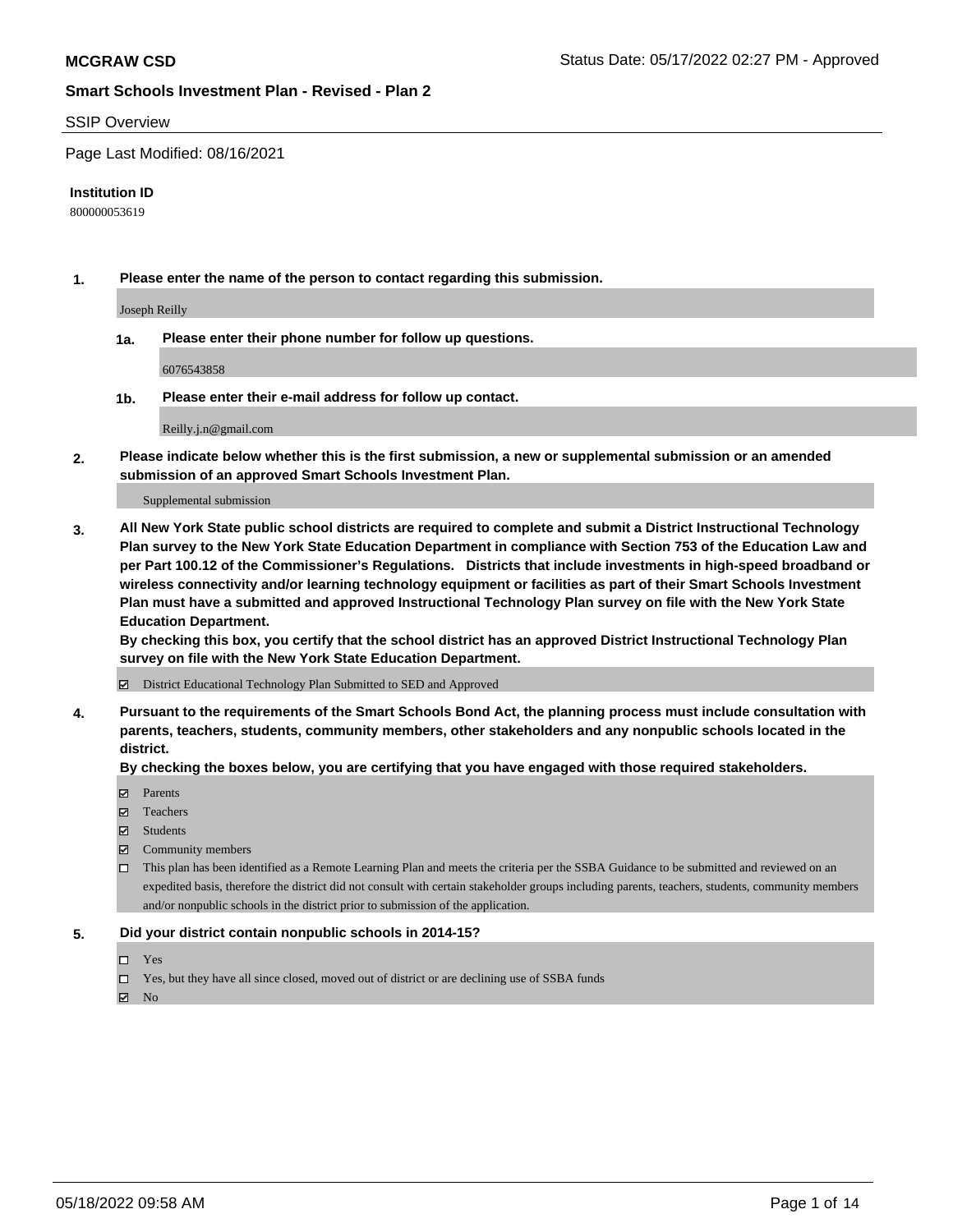**MCGRAW CSD**

Status Date: 05/17/2022 02:27 PM - Approved

**Smart Schools Investment Plan - Revised - Plan 2**

SSIP Overview

Page Last Modified: 08/16/2021

**Institution ID**

800000053619

**1. Please enter the name of the person to contact regarding this submission.**

Joseph Reilly

**1a. Please enter their phone number for follow up questions.**

6076543858

**1b. Please enter their e-mail address for follow up contact.**

Reilly.j.n@gmail.com

**2. Please indicate below whether this is the first submission, a new or supplemental submission or an amended submission of an approved Smart Schools Investment Plan.**

Supplemental submission

**3. All New York State public school districts are required to complete and submit a District Instructional Technology Plan survey to the New York State Education Department in compliance with Section 753 of the Education Law and per Part 100.12 of the Commissioner's Regulations. Districts that include investments in high-speed broadband or wireless connectivity and/or learning technology equipment or facilities as part of their Smart Schools Investment Plan must have a submitted and approved Instructional Technology Plan survey on file with the New York State Education Department.**
**By checking this box, you certify that the school district has an approved District Instructional Technology Plan survey on file with the New York State Education Department.**

- ☑ District Educational Technology Plan Submitted to SED and Approved

**4. Pursuant to the requirements of the Smart Schools Bond Act, the planning process must include consultation with parents, teachers, students, community members, other stakeholders and any nonpublic schools located in the district.**
**By checking the boxes below, you are certifying that you have engaged with those required stakeholders.**

- ☑ Parents
- ☑ Teachers
- ☑ Students
- ☑ Community members
- ☐ This plan has been identified as a Remote Learning Plan and meets the criteria per the SSBA Guidance to be submitted and reviewed on an expedited basis, therefore the district did not consult with certain stakeholder groups including parents, teachers, students, community members and/or nonpublic schools in the district prior to submission of the application.

**5. Did your district contain nonpublic schools in 2014-15?**

- ☐ Yes
- ☐ Yes, but they have all since closed, moved out of district or are declining use of SSBA funds
- ☑ No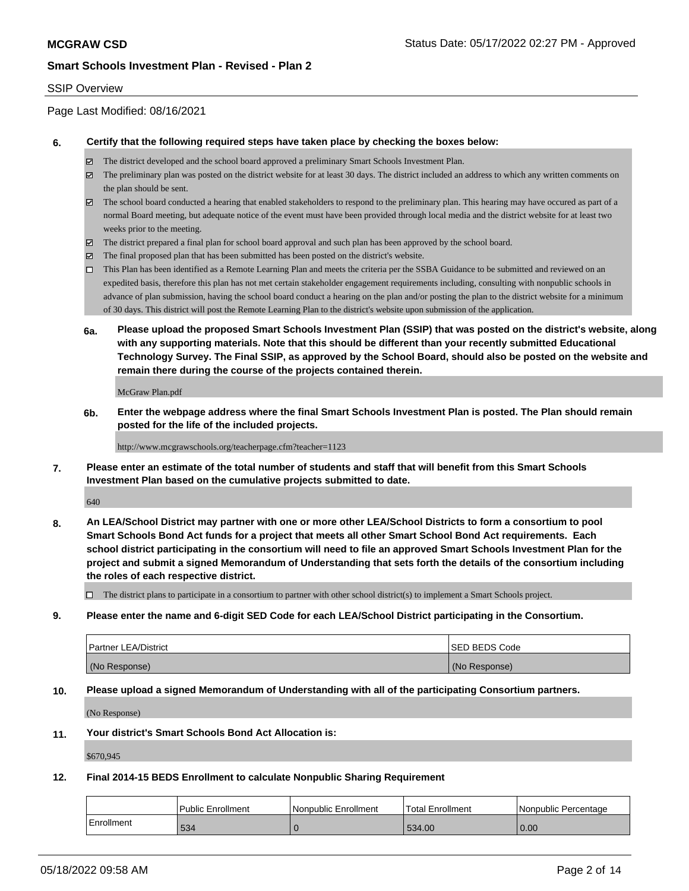SSIP Overview

Page Last Modified: 08/16/2021

**6. Certify that the following required steps have taken place by checking the boxes below:**

- ☑ The district developed and the school board approved a preliminary Smart Schools Investment Plan.
- ☑ The preliminary plan was posted on the district website for at least 30 days. The district included an address to which any written comments on the plan should be sent.
- ☑ The school board conducted a hearing that enabled stakeholders to respond to the preliminary plan. This hearing may have occured as part of a normal Board meeting, but adequate notice of the event must have been provided through local media and the district website for at least two weeks prior to the meeting.
- ☑ The district prepared a final plan for school board approval and such plan has been approved by the school board.
- ☑ The final proposed plan that has been submitted has been posted on the district's website.
- ☐ This Plan has been identified as a Remote Learning Plan and meets the criteria per the SSBA Guidance to be submitted and reviewed on an expedited basis, therefore this plan has not met certain stakeholder engagement requirements including, consulting with nonpublic schools in advance of plan submission, having the school board conduct a hearing on the plan and/or posting the plan to the district website for a minimum of 30 days. This district will post the Remote Learning Plan to the district's website upon submission of the application.

**6a. Please upload the proposed Smart Schools Investment Plan (SSIP) that was posted on the district's website, along with any supporting materials. Note that this should be different than your recently submitted Educational Technology Survey. The Final SSIP, as approved by the School Board, should also be posted on the website and remain there during the course of the projects contained therein.**

McGraw Plan.pdf

**6b. Enter the webpage address where the final Smart Schools Investment Plan is posted. The Plan should remain posted for the life of the included projects.**

http://www.mcgrawschools.org/teacherpage.cfm?teacher=1123

**7. Please enter an estimate of the total number of students and staff that will benefit from this Smart Schools Investment Plan based on the cumulative projects submitted to date.**

640

**8. An LEA/School District may partner with one or more other LEA/School Districts to form a consortium to pool Smart Schools Bond Act funds for a project that meets all other Smart School Bond Act requirements. Each school district participating in the consortium will need to file an approved Smart Schools Investment Plan for the project and submit a signed Memorandum of Understanding that sets forth the details of the consortium including the roles of each respective district.**

- ☐ The district plans to participate in a consortium to partner with other school district(s) to implement a Smart Schools project.

**9. Please enter the name and 6-digit SED Code for each LEA/School District participating in the Consortium.**

| Partner LEA/District | SED BEDS Code |
|---|---|
| (No Response) | (No Response) |

**10. Please upload a signed Memorandum of Understanding with all of the participating Consortium partners.**

(No Response)

**11. Your district's Smart Schools Bond Act Allocation is:**

$670,945

**12. Final 2014-15 BEDS Enrollment to calculate Nonpublic Sharing Requirement**

| | Public Enrollment | Nonpublic Enrollment | Total Enrollment | Nonpublic Percentage |
|---|---|---|---|---|
| Enrollment | 534 | 0 | 534.00 | 0.00 |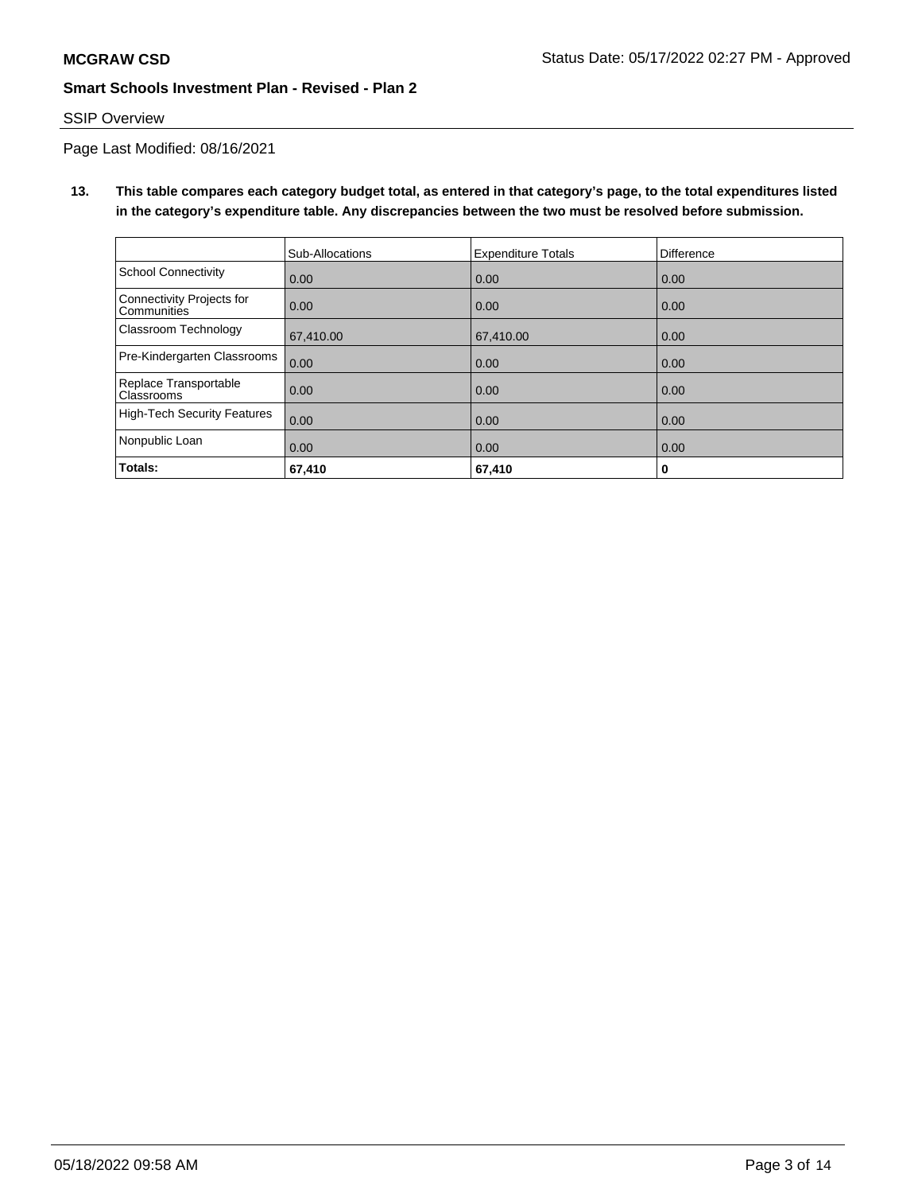SSIP Overview

Page Last Modified: 08/16/2021

**13. This table compares each category budget total, as entered in that category's page, to the total expenditures listed in the category's expenditure table. Any discrepancies between the two must be resolved before submission.**

| | Sub-Allocations | Expenditure Totals | Difference |
|---|---|---|---|
| School Connectivity | 0.00 | 0.00 | 0.00 |
| Connectivity Projects for Communities | 0.00 | 0.00 | 0.00 |
| Classroom Technology | 67,410.00 | 67,410.00 | 0.00 |
| Pre-Kindergarten Classrooms | 0.00 | 0.00 | 0.00 |
| Replace Transportable Classrooms | 0.00 | 0.00 | 0.00 |
| High-Tech Security Features | 0.00 | 0.00 | 0.00 |
| Nonpublic Loan | 0.00 | 0.00 | 0.00 |
| **Totals:** | **67,410** | **67,410** | **0** |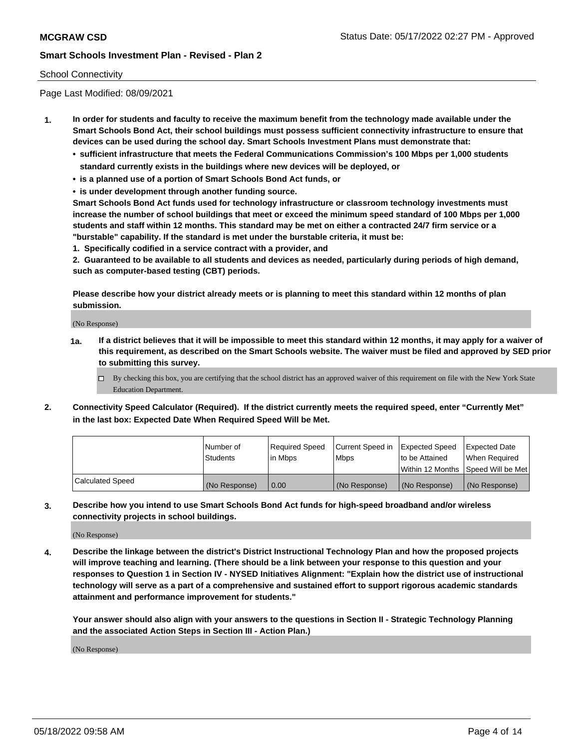School Connectivity

Page Last Modified: 08/09/2021

1. **In order for students and faculty to receive the maximum benefit from the technology made available under the Smart Schools Bond Act, their school buildings must possess sufficient connectivity infrastructure to ensure that devices can be used during the school day. Smart Schools Investment Plans must demonstrate that:**
   - **sufficient infrastructure that meets the Federal Communications Commission's 100 Mbps per 1,000 students standard currently exists in the buildings where new devices will be deployed, or**
   - **is a planned use of a portion of Smart Schools Bond Act funds, or**
   - **is under development through another funding source.**

   **Smart Schools Bond Act funds used for technology infrastructure or classroom technology investments must increase the number of school buildings that meet or exceed the minimum speed standard of 100 Mbps per 1,000 students and staff within 12 months. This standard may be met on either a contracted 24/7 firm service or a "burstable" capability. If the standard is met under the burstable criteria, it must be:**

   **1. Specifically codified in a service contract with a provider, and**

   **2. Guaranteed to be available to all students and devices as needed, particularly during periods of high demand, such as computer-based testing (CBT) periods.**

   **Please describe how your district already meets or is planning to meet this standard within 12 months of plan submission.**

   (No Response)

   **1a. If a district believes that it will be impossible to meet this standard within 12 months, it may apply for a waiver of this requirement, as described on the Smart Schools website. The waiver must be filed and approved by SED prior to submitting this survey.**

   ☐ By checking this box, you are certifying that the school district has an approved waiver of this requirement on file with the New York State Education Department.

2. **Connectivity Speed Calculator (Required). If the district currently meets the required speed, enter "Currently Met" in the last box: Expected Date When Required Speed Will be Met.**

| | Number of Students | Required Speed in Mbps | Current Speed in Mbps | Expected Speed to be Attained Within 12 Months | Expected Date When Required Speed Will be Met |
|---|---|---|---|---|---|
| Calculated Speed | (No Response) | 0.00 | (No Response) | (No Response) | (No Response) |

3. **Describe how you intend to use Smart Schools Bond Act funds for high-speed broadband and/or wireless connectivity projects in school buildings.**

   (No Response)

4. **Describe the linkage between the district's District Instructional Technology Plan and how the proposed projects will improve teaching and learning. (There should be a link between your response to this question and your responses to Question 1 in Section IV - NYSED Initiatives Alignment: "Explain how the district use of instructional technology will serve as a part of a comprehensive and sustained effort to support rigorous academic standards attainment and performance improvement for students."**

   **Your answer should also align with your answers to the questions in Section II - Strategic Technology Planning and the associated Action Steps in Section III - Action Plan.)**

   (No Response)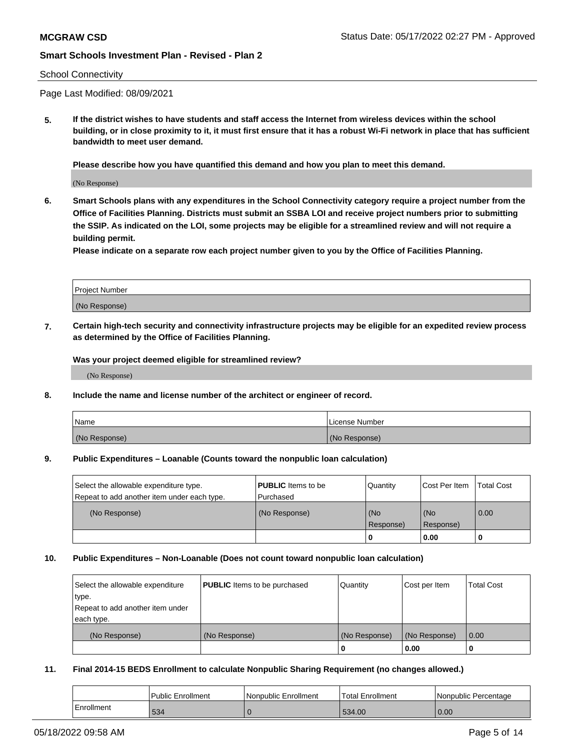School Connectivity

Page Last Modified: 08/09/2021

**5. If the district wishes to have students and staff access the Internet from wireless devices within the school building, or in close proximity to it, it must first ensure that it has a robust Wi-Fi network in place that has sufficient bandwidth to meet user demand.**

**Please describe how you have quantified this demand and how you plan to meet this demand.**

(No Response)

**6. Smart Schools plans with any expenditures in the School Connectivity category require a project number from the Office of Facilities Planning. Districts must submit an SSBA LOI and receive project numbers prior to submitting the SSIP. As indicated on the LOI, some projects may be eligible for a streamlined review and will not require a building permit.**
**Please indicate on a separate row each project number given to you by the Office of Facilities Planning.**

| Project Number |
| --- |
| (No Response) |

**7. Certain high-tech security and connectivity infrastructure projects may be eligible for an expedited review process as determined by the Office of Facilities Planning.**

**Was your project deemed eligible for streamlined review?**

(No Response)

**8. Include the name and license number of the architect or engineer of record.**

| Name | License Number |
| --- | --- |
| (No Response) | (No Response) |

**9. Public Expenditures – Loanable (Counts toward the nonpublic loan calculation)**

| Select the allowable expenditure type. Repeat to add another item under each type. | **PUBLIC** Items to be Purchased | Quantity | Cost Per Item | Total Cost |
| --- | --- | --- | --- | --- |
| (No Response) | (No Response) | (No Response) | (No Response) | 0.00 |
| | | 0 | 0.00 | 0 |

**10. Public Expenditures – Non-Loanable (Does not count toward nonpublic loan calculation)**

| Select the allowable expenditure type. Repeat to add another item under each type. | **PUBLIC** Items to be purchased | Quantity | Cost per Item | Total Cost |
| --- | --- | --- | --- | --- |
| (No Response) | (No Response) | (No Response) | (No Response) | 0.00 |
| | | 0 | 0.00 | 0 |

**11. Final 2014-15 BEDS Enrollment to calculate Nonpublic Sharing Requirement (no changes allowed.)**

| | Public Enrollment | Nonpublic Enrollment | Total Enrollment | Nonpublic Percentage |
| --- | --- | --- | --- | --- |
| Enrollment | 534 | 0 | 534.00 | 0.00 |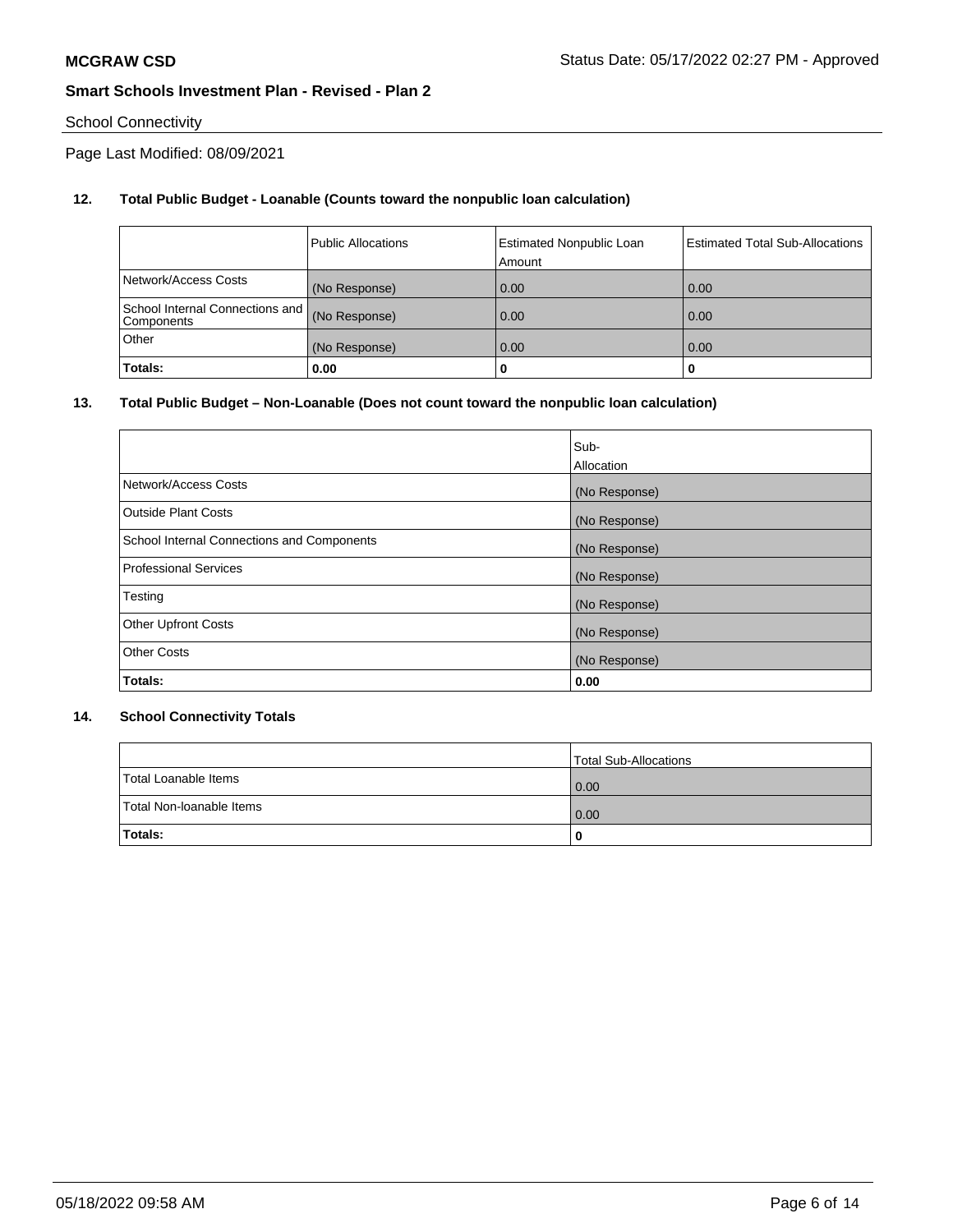School Connectivity

Page Last Modified: 08/09/2021

**12. Total Public Budget - Loanable (Counts toward the nonpublic loan calculation)**

| | Public Allocations | Estimated Nonpublic Loan Amount | Estimated Total Sub-Allocations |
|---|---|---|---|
| Network/Access Costs | (No Response) | 0.00 | 0.00 |
| School Internal Connections and Components | (No Response) | 0.00 | 0.00 |
| Other | (No Response) | 0.00 | 0.00 |
| **Totals:** | **0.00** | **0** | **0** |

**13. Total Public Budget – Non-Loanable (Does not count toward the nonpublic loan calculation)**

| | Sub-Allocation |
|---|---|
| Network/Access Costs | (No Response) |
| Outside Plant Costs | (No Response) |
| School Internal Connections and Components | (No Response) |
| Professional Services | (No Response) |
| Testing | (No Response) |
| Other Upfront Costs | (No Response) |
| Other Costs | (No Response) |
| **Totals:** | **0.00** |

**14. School Connectivity Totals**

| | Total Sub-Allocations |
|---|---|
| Total Loanable Items | 0.00 |
| Total Non-loanable Items | 0.00 |
| **Totals:** | **0** |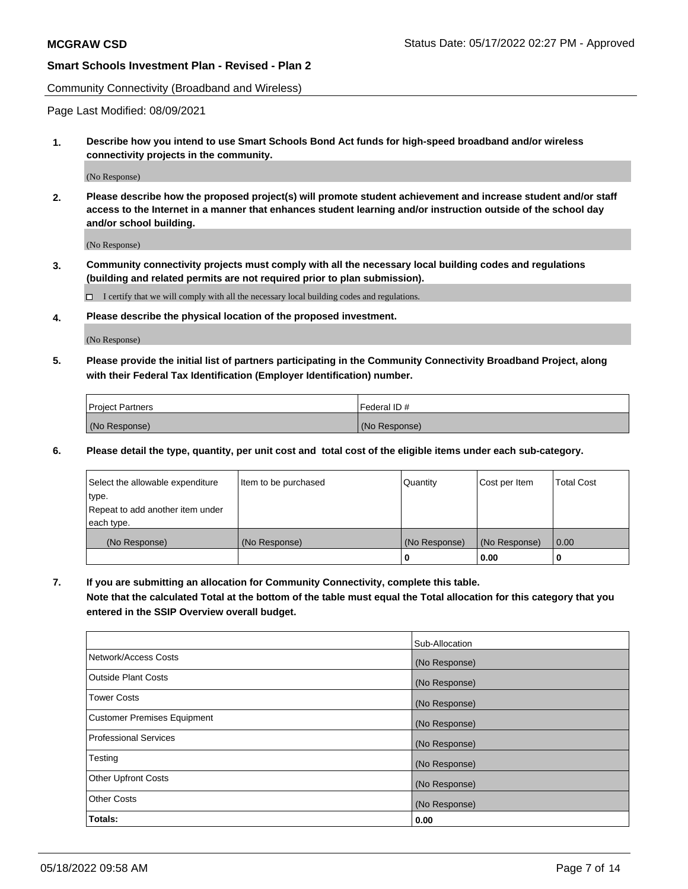Community Connectivity (Broadband and Wireless)

Page Last Modified: 08/09/2021

**1. Describe how you intend to use Smart Schools Bond Act funds for high-speed broadband and/or wireless connectivity projects in the community.**

(No Response)

**2. Please describe how the proposed project(s) will promote student achievement and increase student and/or staff access to the Internet in a manner that enhances student learning and/or instruction outside of the school day and/or school building.**

(No Response)

**3. Community connectivity projects must comply with all the necessary local building codes and regulations (building and related permits are not required prior to plan submission).**

☐ I certify that we will comply with all the necessary local building codes and regulations.

**4. Please describe the physical location of the proposed investment.**

(No Response)

**5. Please provide the initial list of partners participating in the Community Connectivity Broadband Project, along with their Federal Tax Identification (Employer Identification) number.**

| Project Partners | Federal ID # |
|---|---|
| (No Response) | (No Response) |

**6. Please detail the type, quantity, per unit cost and total cost of the eligible items under each sub-category.**

| Select the allowable expenditure type. Repeat to add another item under each type. | Item to be purchased | Quantity | Cost per Item | Total Cost |
|---|---|---|---|---|
| (No Response) | (No Response) | (No Response) | (No Response) | 0.00 |
| | | **0** | **0.00** | **0** |

**7. If you are submitting an allocation for Community Connectivity, complete this table. Note that the calculated Total at the bottom of the table must equal the Total allocation for this category that you entered in the SSIP Overview overall budget.**

| | Sub-Allocation |
|---|---|
| Network/Access Costs | (No Response) |
| Outside Plant Costs | (No Response) |
| Tower Costs | (No Response) |
| Customer Premises Equipment | (No Response) |
| Professional Services | (No Response) |
| Testing | (No Response) |
| Other Upfront Costs | (No Response) |
| Other Costs | (No Response) |
| **Totals:** | **0.00** |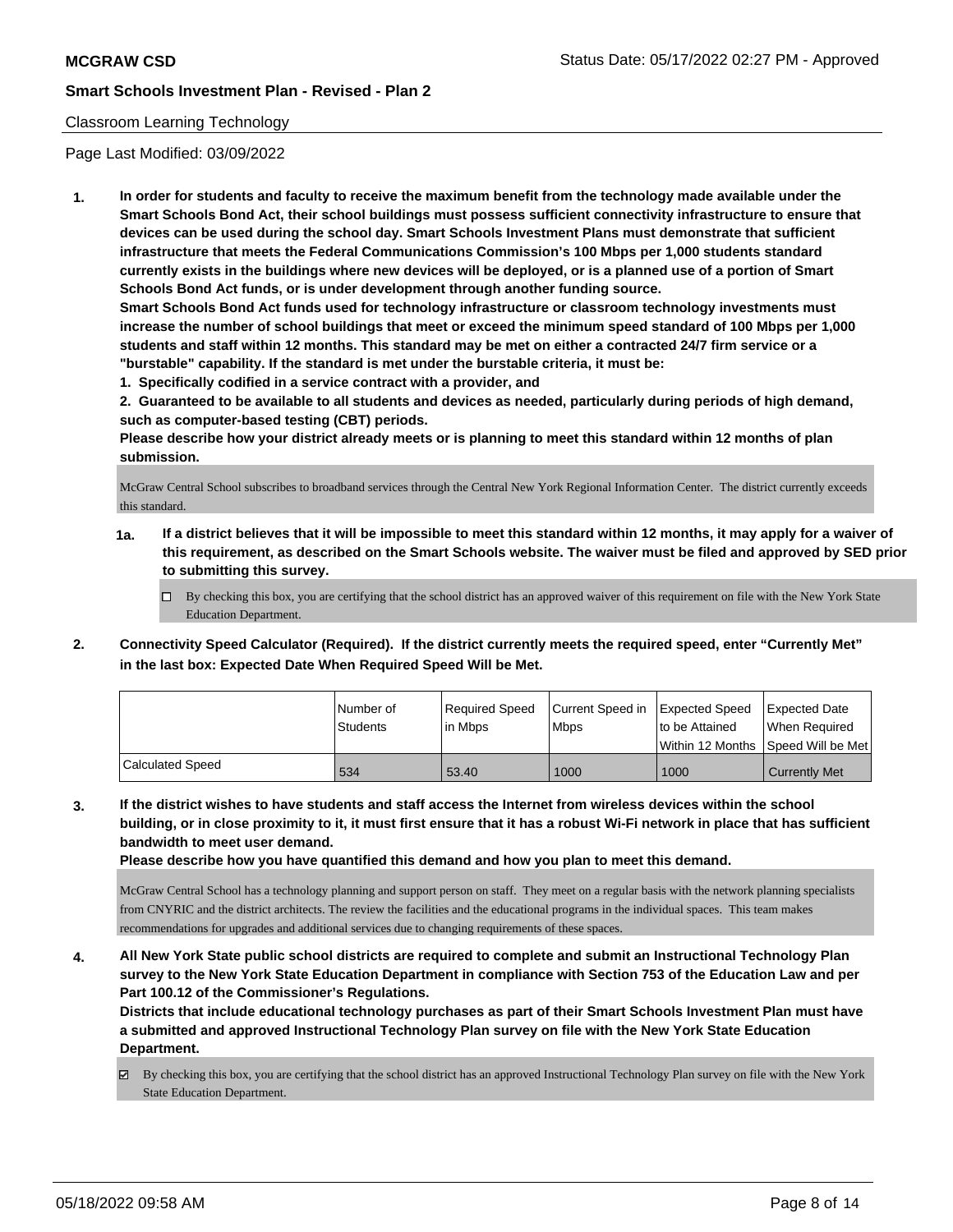## Classroom Learning Technology

Page Last Modified: 03/09/2022

**1. In order for students and faculty to receive the maximum benefit from the technology made available under the Smart Schools Bond Act, their school buildings must possess sufficient connectivity infrastructure to ensure that devices can be used during the school day. Smart Schools Investment Plans must demonstrate that sufficient infrastructure that meets the Federal Communications Commission's 100 Mbps per 1,000 students standard currently exists in the buildings where new devices will be deployed, or is a planned use of a portion of Smart Schools Bond Act funds, or is under development through another funding source.**

**Smart Schools Bond Act funds used for technology infrastructure or classroom technology investments must increase the number of school buildings that meet or exceed the minimum speed standard of 100 Mbps per 1,000 students and staff within 12 months. This standard may be met on either a contracted 24/7 firm service or a "burstable" capability. If the standard is met under the burstable criteria, it must be:**

**1. Specifically codified in a service contract with a provider, and**

**2. Guaranteed to be available to all students and devices as needed, particularly during periods of high demand, such as computer-based testing (CBT) periods.**

**Please describe how your district already meets or is planning to meet this standard within 12 months of plan submission.**

McGraw Central School subscribes to broadband services through the Central New York Regional Information Center. The district currently exceeds this standard.

**1a. If a district believes that it will be impossible to meet this standard within 12 months, it may apply for a waiver of this requirement, as described on the Smart Schools website. The waiver must be filed and approved by SED prior to submitting this survey.**

- ☐ By checking this box, you are certifying that the school district has an approved waiver of this requirement on file with the New York State Education Department.

**2. Connectivity Speed Calculator (Required). If the district currently meets the required speed, enter "Currently Met" in the last box: Expected Date When Required Speed Will be Met.**

| | Number of Students | Required Speed in Mbps | Current Speed in Mbps | Expected Speed to be Attained Within 12 Months | Expected Date When Required Speed Will be Met |
|---|---|---|---|---|---|
| Calculated Speed | 534 | 53.40 | 1000 | 1000 | Currently Met |

**3. If the district wishes to have students and staff access the Internet from wireless devices within the school building, or in close proximity to it, it must first ensure that it has a robust Wi-Fi network in place that has sufficient bandwidth to meet user demand.**

**Please describe how you have quantified this demand and how you plan to meet this demand.**

McGraw Central School has a technology planning and support person on staff. They meet on a regular basis with the network planning specialists from CNYRIC and the district architects. The review the facilities and the educational programs in the individual spaces. This team makes recommendations for upgrades and additional services due to changing requirements of these spaces.

**4. All New York State public school districts are required to complete and submit an Instructional Technology Plan survey to the New York State Education Department in compliance with Section 753 of the Education Law and per Part 100.12 of the Commissioner's Regulations.**

**Districts that include educational technology purchases as part of their Smart Schools Investment Plan must have a submitted and approved Instructional Technology Plan survey on file with the New York State Education Department.**

- ☑ By checking this box, you are certifying that the school district has an approved Instructional Technology Plan survey on file with the New York State Education Department.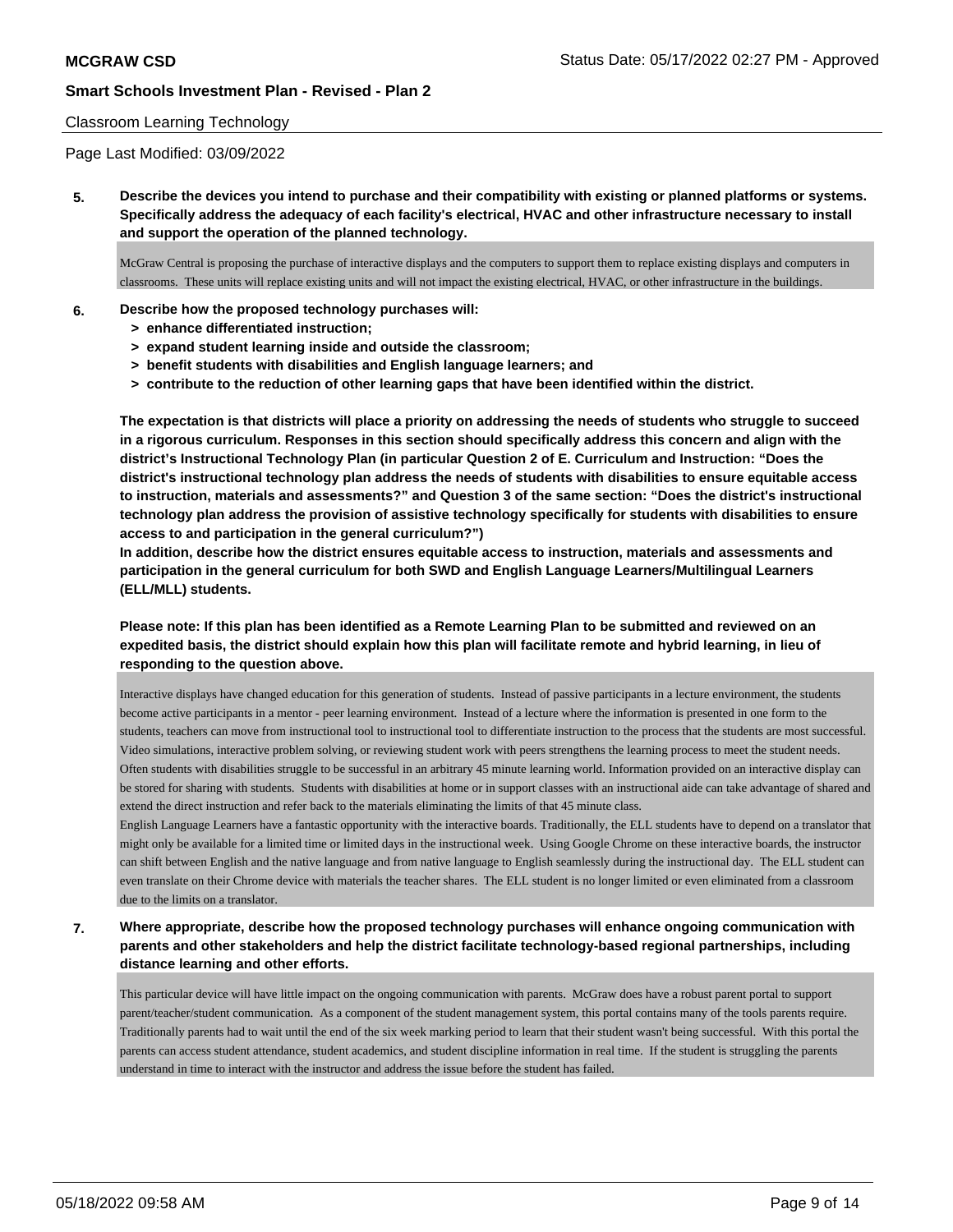Classroom Learning Technology

Page Last Modified: 03/09/2022

**5. Describe the devices you intend to purchase and their compatibility with existing or planned platforms or systems. Specifically address the adequacy of each facility's electrical, HVAC and other infrastructure necessary to install and support the operation of the planned technology.**

McGraw Central is proposing the purchase of interactive displays and the computers to support them to replace existing displays and computers in classrooms. These units will replace existing units and will not impact the existing electrical, HVAC, or other infrastructure in the buildings.

**6. Describe how the proposed technology purchases will:**
- **> enhance differentiated instruction;**
- **> expand student learning inside and outside the classroom;**
- **> benefit students with disabilities and English language learners; and**
- **> contribute to the reduction of other learning gaps that have been identified within the district.**

**The expectation is that districts will place a priority on addressing the needs of students who struggle to succeed in a rigorous curriculum. Responses in this section should specifically address this concern and align with the district's Instructional Technology Plan (in particular Question 2 of E. Curriculum and Instruction: "Does the district's instructional technology plan address the needs of students with disabilities to ensure equitable access to instruction, materials and assessments?" and Question 3 of the same section: "Does the district's instructional technology plan address the provision of assistive technology specifically for students with disabilities to ensure access to and participation in the general curriculum?")**

**In addition, describe how the district ensures equitable access to instruction, materials and assessments and participation in the general curriculum for both SWD and English Language Learners/Multilingual Learners (ELL/MLL) students.**

**Please note: If this plan has been identified as a Remote Learning Plan to be submitted and reviewed on an expedited basis, the district should explain how this plan will facilitate remote and hybrid learning, in lieu of responding to the question above.**

Interactive displays have changed education for this generation of students. Instead of passive participants in a lecture environment, the students become active participants in a mentor - peer learning environment. Instead of a lecture where the information is presented in one form to the students, teachers can move from instructional tool to instructional tool to differentiate instruction to the process that the students are most successful. Video simulations, interactive problem solving, or reviewing student work with peers strengthens the learning process to meet the student needs. Often students with disabilities struggle to be successful in an arbitrary 45 minute learning world. Information provided on an interactive display can be stored for sharing with students. Students with disabilities at home or in support classes with an instructional aide can take advantage of shared and extend the direct instruction and refer back to the materials eliminating the limits of that 45 minute class.

English Language Learners have a fantastic opportunity with the interactive boards. Traditionally, the ELL students have to depend on a translator that might only be available for a limited time or limited days in the instructional week. Using Google Chrome on these interactive boards, the instructor can shift between English and the native language and from native language to English seamlessly during the instructional day. The ELL student can even translate on their Chrome device with materials the teacher shares. The ELL student is no longer limited or even eliminated from a classroom due to the limits on a translator.

**7. Where appropriate, describe how the proposed technology purchases will enhance ongoing communication with parents and other stakeholders and help the district facilitate technology-based regional partnerships, including distance learning and other efforts.**

This particular device will have little impact on the ongoing communication with parents. McGraw does have a robust parent portal to support parent/teacher/student communication. As a component of the student management system, this portal contains many of the tools parents require. Traditionally parents had to wait until the end of the six week marking period to learn that their student wasn't being successful. With this portal the parents can access student attendance, student academics, and student discipline information in real time. If the student is struggling the parents understand in time to interact with the instructor and address the issue before the student has failed.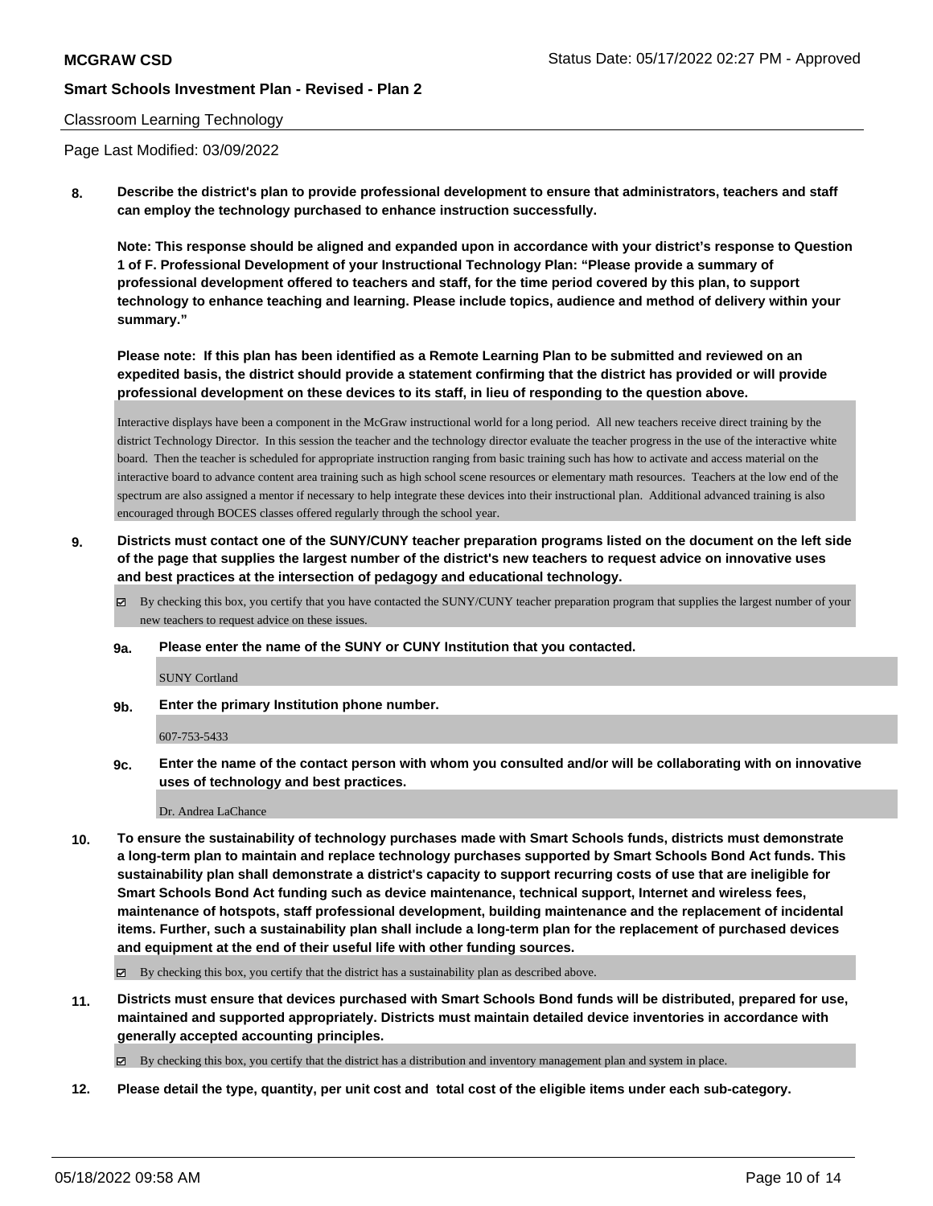Classroom Learning Technology

Page Last Modified: 03/09/2022

**8. Describe the district's plan to provide professional development to ensure that administrators, teachers and staff can employ the technology purchased to enhance instruction successfully.**

**Note: This response should be aligned and expanded upon in accordance with your district's response to Question 1 of F. Professional Development of your Instructional Technology Plan: "Please provide a summary of professional development offered to teachers and staff, for the time period covered by this plan, to support technology to enhance teaching and learning. Please include topics, audience and method of delivery within your summary."**

**Please note: If this plan has been identified as a Remote Learning Plan to be submitted and reviewed on an expedited basis, the district should provide a statement confirming that the district has provided or will provide professional development on these devices to its staff, in lieu of responding to the question above.**

Interactive displays have been a component in the McGraw instructional world for a long period. All new teachers receive direct training by the district Technology Director. In this session the teacher and the technology director evaluate the teacher progress in the use of the interactive white board. Then the teacher is scheduled for appropriate instruction ranging from basic training such has how to activate and access material on the interactive board to advance content area training such as high school scene resources or elementary math resources. Teachers at the low end of the spectrum are also assigned a mentor if necessary to help integrate these devices into their instructional plan. Additional advanced training is also encouraged through BOCES classes offered regularly through the school year.

**9. Districts must contact one of the SUNY/CUNY teacher preparation programs listed on the document on the left side of the page that supplies the largest number of the district's new teachers to request advice on innovative uses and best practices at the intersection of pedagogy and educational technology.**

☑ By checking this box, you certify that you have contacted the SUNY/CUNY teacher preparation program that supplies the largest number of your new teachers to request advice on these issues.

**9a. Please enter the name of the SUNY or CUNY Institution that you contacted.**

SUNY Cortland

**9b. Enter the primary Institution phone number.**

607-753-5433

**9c. Enter the name of the contact person with whom you consulted and/or will be collaborating with on innovative uses of technology and best practices.**

Dr. Andrea LaChance

**10. To ensure the sustainability of technology purchases made with Smart Schools funds, districts must demonstrate a long-term plan to maintain and replace technology purchases supported by Smart Schools Bond Act funds. This sustainability plan shall demonstrate a district's capacity to support recurring costs of use that are ineligible for Smart Schools Bond Act funding such as device maintenance, technical support, Internet and wireless fees, maintenance of hotspots, staff professional development, building maintenance and the replacement of incidental items. Further, such a sustainability plan shall include a long-term plan for the replacement of purchased devices and equipment at the end of their useful life with other funding sources.**

☑ By checking this box, you certify that the district has a sustainability plan as described above.

**11. Districts must ensure that devices purchased with Smart Schools Bond funds will be distributed, prepared for use, maintained and supported appropriately. Districts must maintain detailed device inventories in accordance with generally accepted accounting principles.**

☑ By checking this box, you certify that the district has a distribution and inventory management plan and system in place.

**12. Please detail the type, quantity, per unit cost and total cost of the eligible items under each sub-category.**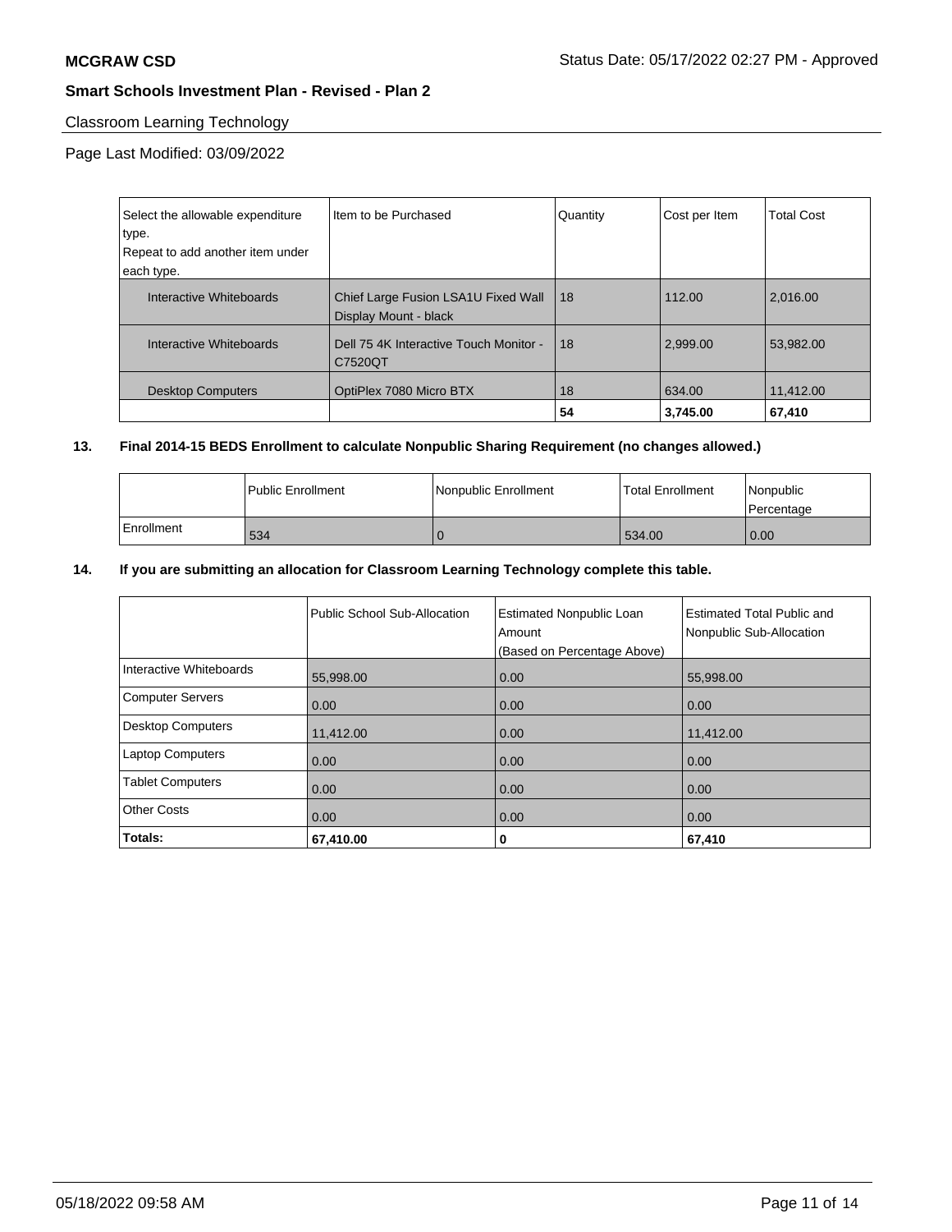**MCGRAW CSD** Status Date: 05/17/2022 02:27 PM - Approved

**Smart Schools Investment Plan - Revised - Plan 2**

Classroom Learning Technology

Page Last Modified: 03/09/2022

| Select the allowable expenditure type. Repeat to add another item under each type. | Item to be Purchased | Quantity | Cost per Item | Total Cost |
|---|---|---|---|---|
| Interactive Whiteboards | Chief Large Fusion LSA1U Fixed Wall Display Mount - black | 18 | 112.00 | 2,016.00 |
| Interactive Whiteboards | Dell 75 4K Interactive Touch Monitor - C7520QT | 18 | 2,999.00 | 53,982.00 |
| Desktop Computers | OptiPlex 7080 Micro BTX | 18 | 634.00 | 11,412.00 |
| | | **54** | **3,745.00** | **67,410** |

**13. Final 2014-15 BEDS Enrollment to calculate Nonpublic Sharing Requirement (no changes allowed.)**

| | Public Enrollment | Nonpublic Enrollment | Total Enrollment | Nonpublic Percentage |
|---|---|---|---|---|
| Enrollment | 534 | 0 | 534.00 | 0.00 |

**14. If you are submitting an allocation for Classroom Learning Technology complete this table.**

| | Public School Sub-Allocation | Estimated Nonpublic Loan Amount (Based on Percentage Above) | Estimated Total Public and Nonpublic Sub-Allocation |
|---|---|---|---|
| Interactive Whiteboards | 55,998.00 | 0.00 | 55,998.00 |
| Computer Servers | 0.00 | 0.00 | 0.00 |
| Desktop Computers | 11,412.00 | 0.00 | 11,412.00 |
| Laptop Computers | 0.00 | 0.00 | 0.00 |
| Tablet Computers | 0.00 | 0.00 | 0.00 |
| Other Costs | 0.00 | 0.00 | 0.00 |
| **Totals:** | **67,410.00** | **0** | **67,410** |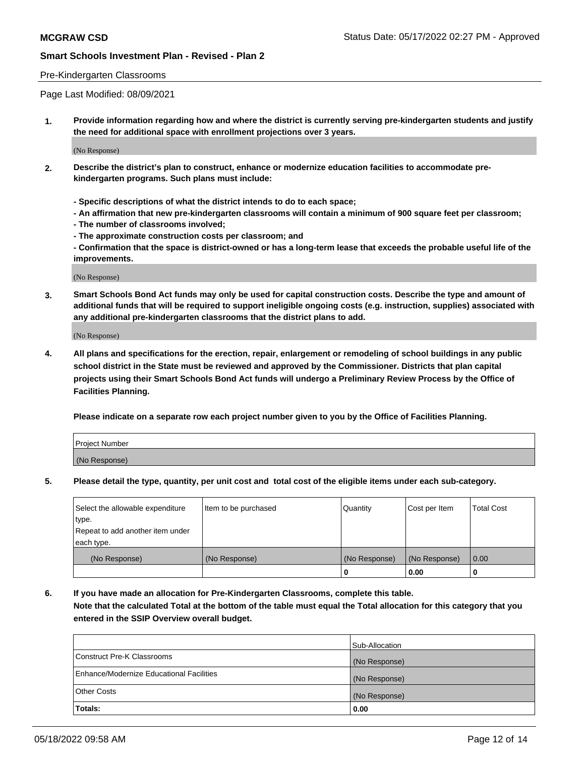Pre-Kindergarten Classrooms

Page Last Modified: 08/09/2021

**1. Provide information regarding how and where the district is currently serving pre-kindergarten students and justify the need for additional space with enrollment projections over 3 years.**

(No Response)

**2. Describe the district's plan to construct, enhance or modernize education facilities to accommodate pre-kindergarten programs. Such plans must include:**

**- Specific descriptions of what the district intends to do to each space;**
**- An affirmation that new pre-kindergarten classrooms will contain a minimum of 900 square feet per classroom;**
**- The number of classrooms involved;**
**- The approximate construction costs per classroom; and**
**- Confirmation that the space is district-owned or has a long-term lease that exceeds the probable useful life of the improvements.**

(No Response)

**3. Smart Schools Bond Act funds may only be used for capital construction costs. Describe the type and amount of additional funds that will be required to support ineligible ongoing costs (e.g. instruction, supplies) associated with any additional pre-kindergarten classrooms that the district plans to add.**

(No Response)

**4. All plans and specifications for the erection, repair, enlargement or remodeling of school buildings in any public school district in the State must be reviewed and approved by the Commissioner. Districts that plan capital projects using their Smart Schools Bond Act funds will undergo a Preliminary Review Process by the Office of Facilities Planning.**

**Please indicate on a separate row each project number given to you by the Office of Facilities Planning.**

| Project Number |
| --- |
| (No Response) |

**5. Please detail the type, quantity, per unit cost and total cost of the eligible items under each sub-category.**

| Select the allowable expenditure type. Repeat to add another item under each type. | Item to be purchased | Quantity | Cost per Item | Total Cost |
| --- | --- | --- | --- | --- |
| (No Response) | (No Response) | (No Response) | (No Response) | 0.00 |
| | | 0 | 0.00 | 0 |

**6. If you have made an allocation for Pre-Kindergarten Classrooms, complete this table. Note that the calculated Total at the bottom of the table must equal the Total allocation for this category that you entered in the SSIP Overview overall budget.**

| | Sub-Allocation |
| --- | --- |
| Construct Pre-K Classrooms | (No Response) |
| Enhance/Modernize Educational Facilities | (No Response) |
| Other Costs | (No Response) |
| **Totals:** | **0.00** |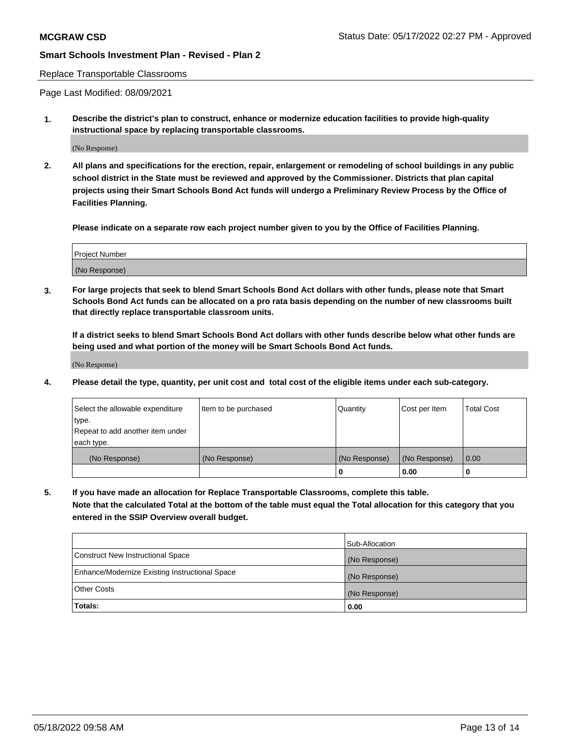Replace Transportable Classrooms

Page Last Modified: 08/09/2021

**1. Describe the district's plan to construct, enhance or modernize education facilities to provide high-quality instructional space by replacing transportable classrooms.**

(No Response)

**2. All plans and specifications for the erection, repair, enlargement or remodeling of school buildings in any public school district in the State must be reviewed and approved by the Commissioner. Districts that plan capital projects using their Smart Schools Bond Act funds will undergo a Preliminary Review Process by the Office of Facilities Planning.**

**Please indicate on a separate row each project number given to you by the Office of Facilities Planning.**

| Project Number |
|---|
| (No Response) |

**3. For large projects that seek to blend Smart Schools Bond Act dollars with other funds, please note that Smart Schools Bond Act funds can be allocated on a pro rata basis depending on the number of new classrooms built that directly replace transportable classroom units.**

**If a district seeks to blend Smart Schools Bond Act dollars with other funds describe below what other funds are being used and what portion of the money will be Smart Schools Bond Act funds.**

(No Response)

**4. Please detail the type, quantity, per unit cost and total cost of the eligible items under each sub-category.**

| Select the allowable expenditure type. Repeat to add another item under each type. | Item to be purchased | Quantity | Cost per Item | Total Cost |
|---|---|---|---|---|
| (No Response) | (No Response) | (No Response) | (No Response) | 0.00 |
| | | **0** | **0.00** | **0** |

**5. If you have made an allocation for Replace Transportable Classrooms, complete this table. Note that the calculated Total at the bottom of the table must equal the Total allocation for this category that you entered in the SSIP Overview overall budget.**

| | Sub-Allocation |
|---|---|
| Construct New Instructional Space | (No Response) |
| Enhance/Modernize Existing Instructional Space | (No Response) |
| Other Costs | (No Response) |
| **Totals:** | **0.00** |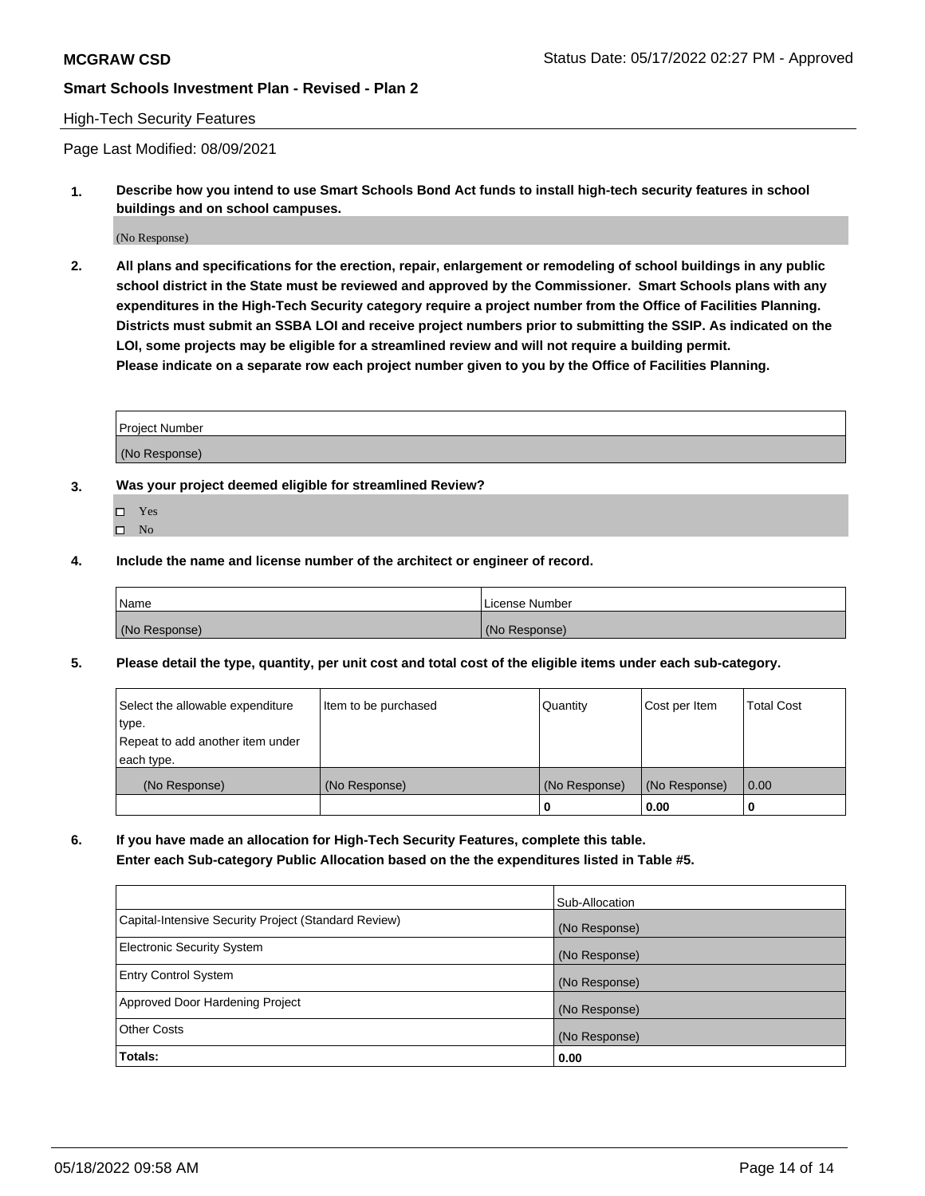High-Tech Security Features

Page Last Modified: 08/09/2021

**1. Describe how you intend to use Smart Schools Bond Act funds to install high-tech security features in school buildings and on school campuses.**

(No Response)

**2. All plans and specifications for the erection, repair, enlargement or remodeling of school buildings in any public school district in the State must be reviewed and approved by the Commissioner. Smart Schools plans with any expenditures in the High-Tech Security category require a project number from the Office of Facilities Planning. Districts must submit an SSBA LOI and receive project numbers prior to submitting the SSIP. As indicated on the LOI, some projects may be eligible for a streamlined review and will not require a building permit. Please indicate on a separate row each project number given to you by the Office of Facilities Planning.**

| Project Number |
|---|
| (No Response) |

**3. Was your project deemed eligible for streamlined Review?**

- ☐ Yes
- ☐ No

**4. Include the name and license number of the architect or engineer of record.**

| Name | License Number |
|---|---|
| (No Response) | (No Response) |

**5. Please detail the type, quantity, per unit cost and total cost of the eligible items under each sub-category.**

| Select the allowable expenditure type. Repeat to add another item under each type. | Item to be purchased | Quantity | Cost per Item | Total Cost |
|---|---|---|---|---|
| (No Response) | (No Response) | (No Response) | (No Response) | 0.00 |
| | | 0 | 0.00 | 0 |

**6. If you have made an allocation for High-Tech Security Features, complete this table. Enter each Sub-category Public Allocation based on the the expenditures listed in Table #5.**

| | Sub-Allocation |
|---|---|
| Capital-Intensive Security Project (Standard Review) | (No Response) |
| Electronic Security System | (No Response) |
| Entry Control System | (No Response) |
| Approved Door Hardening Project | (No Response) |
| Other Costs | (No Response) |
| **Totals:** | **0.00** |